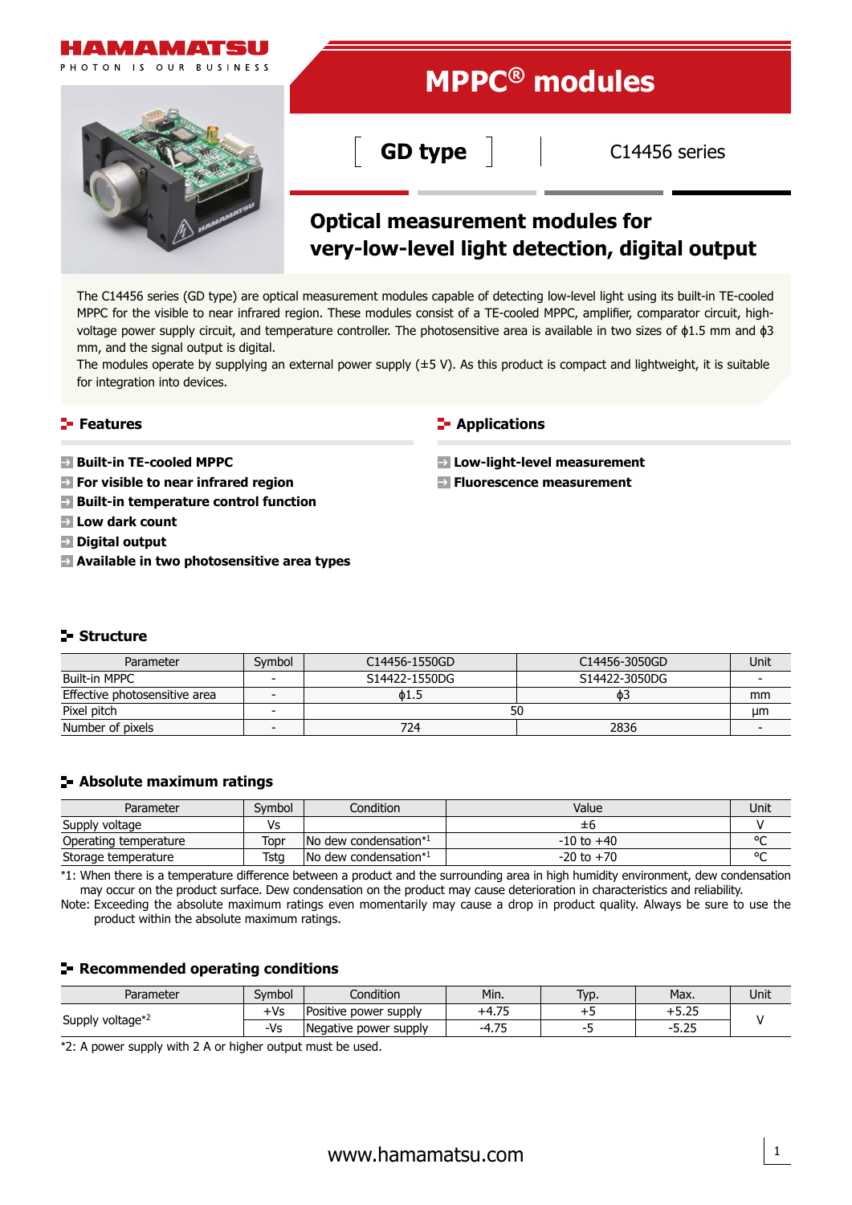HAMAMATSU
PHOTON IS OUR BUSINESS

# MPPC® modules

**GD type** | C14456 series

## Optical measurement modules for very-low-level light detection, digital output

The C14456 series (GD type) are optical measurement modules capable of detecting low-level light using its built-in TE-cooled MPPC for the visible to near infrared region. These modules consist of a TE-cooled MPPC, amplifier, comparator circuit, high-voltage power supply circuit, and temperature controller. The photosensitive area is available in two sizes of ϕ1.5 mm and ϕ3 mm, and the signal output is digital.
The modules operate by supplying an external power supply (±5 V). As this product is compact and lightweight, it is suitable for integration into devices.

## Features

- **Built-in TE-cooled MPPC**
- **For visible to near infrared region**
- **Built-in temperature control function**
- **Low dark count**
- **Digital output**
- **Available in two photosensitive area types**

## Applications

- **Low-light-level measurement**
- **Fluorescence measurement**

## Structure

| Parameter | Symbol | C14456-1550GD | C14456-3050GD | Unit |
|---|---|---|---|---|
| Built-in MPPC | - | S14422-1550DG | S14422-3050DG | - |
| Effective photosensitive area | - | ϕ1.5 | ϕ3 | mm |
| Pixel pitch | - | 50 | | μm |
| Number of pixels | - | 724 | 2836 | - |

## Absolute maximum ratings

| Parameter | Symbol | Condition | Value | Unit |
|---|---|---|---|---|
| Supply voltage | Vs | | ±6 | V |
| Operating temperature | Topr | No dew condensation*1 | -10 to +40 | °C |
| Storage temperature | Tstg | No dew condensation*1 | -20 to +70 | °C |

*1: When there is a temperature difference between a product and the surrounding area in high humidity environment, dew condensation may occur on the product surface. Dew condensation on the product may cause deterioration in characteristics and reliability.
Note: Exceeding the absolute maximum ratings even momentarily may cause a drop in product quality. Always be sure to use the product within the absolute maximum ratings.

## Recommended operating conditions

| Parameter | Symbol | Condition | Min. | Typ. | Max. | Unit |
|---|---|---|---|---|---|---|
| Supply voltage*2 | +Vs | Positive power supply | +4.75 | +5 | +5.25 | V |
| | -Vs | Negative power supply | -4.75 | -5 | -5.25 | |

*2: A power supply with 2 A or higher output must be used.

www.hamamatsu.com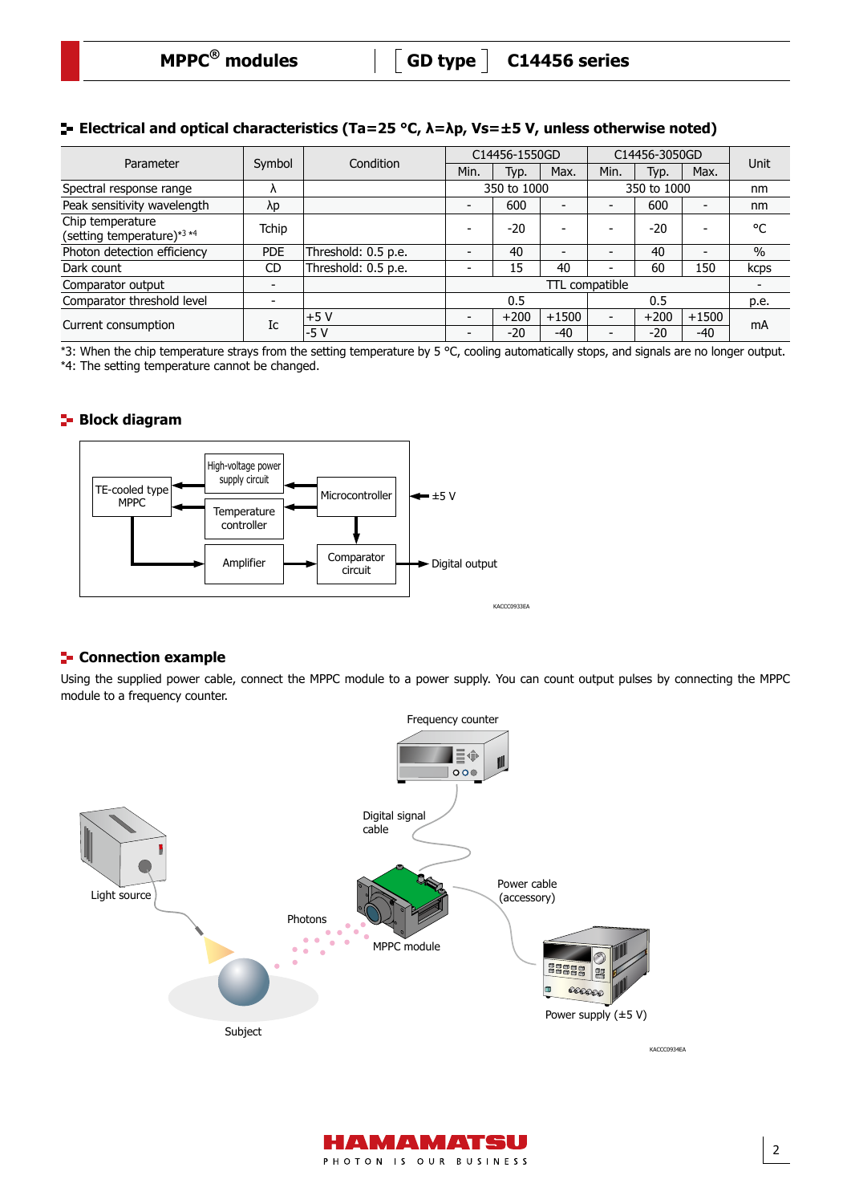## Electrical and optical characteristics (Ta=25 °C, λ=λp, Vs=±5 V, unless otherwise noted)

| Parameter | Symbol | Condition | C14456-1550GD | | | C14456-3050GD | | | Unit |
|---|---|---|---|---|---|---|---|---|---|
| | | | Min. | Typ. | Max. | Min. | Typ. | Max. | |
| Spectral response range | λ | | 350 to 1000 | | | 350 to 1000 | | | nm |
| Peak sensitivity wavelength | λp | | - | 600 | - | - | 600 | - | nm |
| Chip temperature (setting temperature)*3 *4 | Tchip | | - | -20 | - | - | -20 | - | °C |
| Photon detection efficiency | PDE | Threshold: 0.5 p.e. | - | 40 | - | - | 40 | - | % |
| Dark count | CD | Threshold: 0.5 p.e. | - | 15 | 40 | - | 60 | 150 | kcps |
| Comparator output | - | | TTL compatible | | | | | | - |
| Comparator threshold level | - | | 0.5 | | | 0.5 | | | p.e. |
| Current consumption | Ic | +5 V | - | +200 | +1500 | - | +200 | +1500 | mA |
| | | -5 V | - | -20 | -40 | - | -20 | -40 | |

*3: When the chip temperature strays from the setting temperature by 5 °C, cooling automatically stops, and signals are no longer output.
*4: The setting temperature cannot be changed.

## Block diagram

KACCC0933EA

## Connection example

Using the supplied power cable, connect the MPPC module to a power supply. You can count output pulses by connecting the MPPC module to a frequency counter.

KACCC0934EA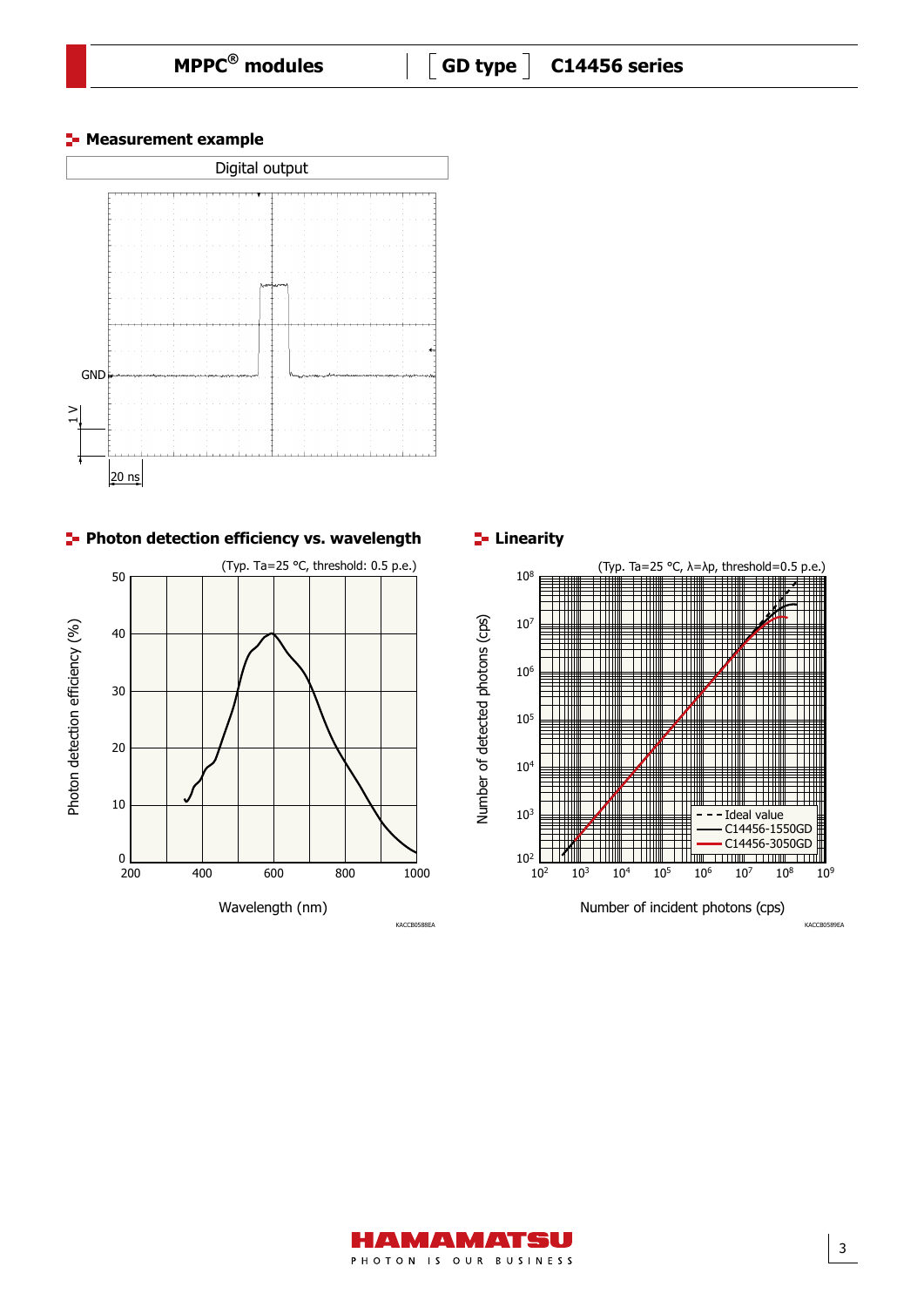## Measurement example

Digital output

GND

1 V

20 ns

## Photon detection efficiency vs. wavelength

(Typ. Ta=25 °C, threshold: 0.5 p.e.)

Photon detection efficiency (%)

Wavelength (nm)

KACCB0588EA

## Linearity

(Typ. Ta=25 °C, λ=λp, threshold=0.5 p.e.)

Number of detected photons (cps)

Number of incident photons (cps)

- - - Ideal value
— C14456-1550GD
— C14456-3050GD

KACCB0589EA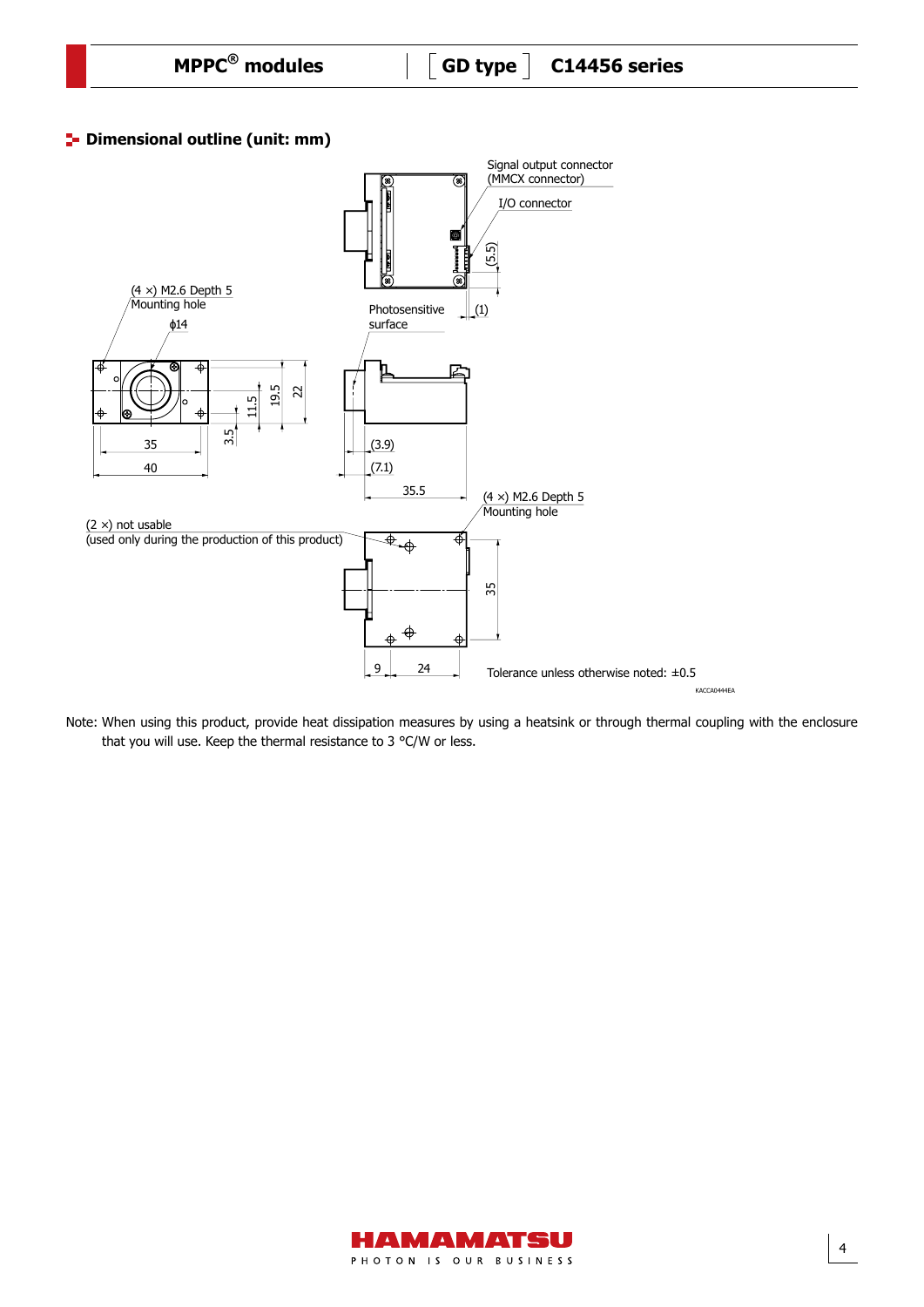## Dimensional outline (unit: mm)

Signal output connector (MMCX connector)

I/O connector

(5.5)

(1)

(4 ×) M2.6 Depth 5 Mounting hole

ϕ14

Photosensitive surface

11.5

19.5

22

3.5

35

40

(3.9)

(7.1)

35.5

(4 ×) M2.6 Depth 5 Mounting hole

(2 ×) not usable (used only during the production of this product)

35

9

24

Tolerance unless otherwise noted: ±0.5

KACCA0444EA

Note: When using this product, provide heat dissipation measures by using a heatsink or through thermal coupling with the enclosure that you will use. Keep the thermal resistance to 3 °C/W or less.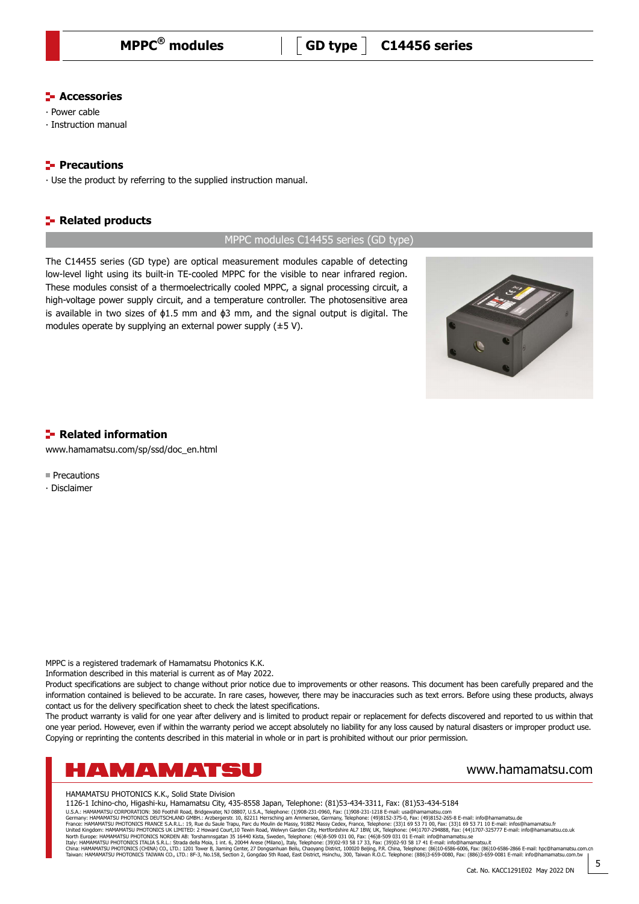## Accessories

· Power cable
· Instruction manual

## Precautions

· Use the product by referring to the supplied instruction manual.

## Related products

**MPPC modules C14455 series (GD type)**

The C14455 series (GD type) are optical measurement modules capable of detecting low-level light using its built-in TE-cooled MPPC for the visible to near infrared region. These modules consist of a thermoelectrically cooled MPPC, a signal processing circuit, a high-voltage power supply circuit, and a temperature controller. The photosensitive area is available in two sizes of ϕ1.5 mm and ϕ3 mm, and the signal output is digital. The modules operate by supplying an external power supply (±5 V).

## Related information

www.hamamatsu.com/sp/ssd/doc_en.html

■ Precautions
· Disclaimer

MPPC is a registered trademark of Hamamatsu Photonics K.K.
Information described in this material is current as of May 2022.
Product specifications are subject to change without prior notice due to improvements or other reasons. This document has been carefully prepared and the information contained is believed to be accurate. In rare cases, however, there may be inaccuracies such as text errors. Before using these products, always contact us for the delivery specification sheet to check the latest specifications.
The product warranty is valid for one year after delivery and is limited to product repair or replacement for defects discovered and reported to us within that one year period. However, even if within the warranty period we accept absolutely no liability for any loss caused by natural disasters or improper product use.
Copying or reprinting the contents described in this material in whole or in part is prohibited without our prior permission.

HAMAMATSU

www.hamamatsu.com

HAMAMATSU PHOTONICS K.K., Solid State Division
1126-1 Ichino-cho, Higashi-ku, Hamamatsu City, 435-8558 Japan, Telephone: (81)53-434-3311, Fax: (81)53-434-5184
U.S.A.: HAMAMATSU CORPORATION: 360 Foothill Road, Bridgewater, NJ 08807, U.S.A., Telephone: (1)908-231-0960, Fax: (1)908-231-1218 E-mail: usa@hamamatsu.com
Germany: HAMAMATSU PHOTONICS DEUTSCHLAND GMBH.: Arzbergerstr. 10, 82211 Herrsching am Ammersee, Germany, Telephone: (49)8152-375-0, Fax: (49)8152-265-8 E-mail: info@hamamatsu.de
France: HAMAMATSU PHOTONICS FRANCE S.A.R.L.: 19, Rue du Saule Trapu, Parc du Moulin de Massy, 91882 Massy Cedex, France, Telephone: (33)1 69 53 71 00, Fax: (33)1 69 53 71 10 E-mail: infos@hamamatsu.fr
United Kingdom: HAMAMATSU PHOTONICS UK LIMITED: 2 Howard Court,10 Tewin Road, Welwyn Garden City, Hertfordshire AL7 1BW, UK, Telephone: (44)1707-294888, Fax: (44)1707-325777 E-mail: info@hamamatsu.co.uk
North Europe: HAMAMATSU PHOTONICS NORDEN AB: Torshamnsgatan 35 16440 Kista, Sweden, Telephone: (46)8-509 031 00, Fax: (46)8-509 031 01 E-mail: info@hamamatsu.se
Italy: HAMAMATSU PHOTONICS ITALIA S.R.L.: Strada della Moia, 1 int. 6, 20044 Arese (Milano), Italy, Telephone: (39)02-93 58 17 33, Fax: (39)02-93 58 17 41 E-mail: info@hamamatsu.it
China: HAMAMATSU PHOTONICS (CHINA) CO., LTD.: 1201 Tower B, Jiaming Center, 27 Dongsanhuan Beilu, Chaoyang District, 100020 Beijing, P.R. China, Telephone: (86)10-6586-6006, Fax: (86)10-6586-2866 E-mail: hpc@hamamatsu.com.cn
Taiwan: HAMAMATSU PHOTONICS TAIWAN CO., LTD.: 8F-3, No.158, Section 2, Gongdao 5th Road, East District, Hsinchu, 300, Taiwan R.O.C. Telephone: (886)3-659-0080, Fax: (886)3-659-0081 E-mail: info@hamamatsu.com.tw

Cat. No. KACC1291E02 May 2022 DN